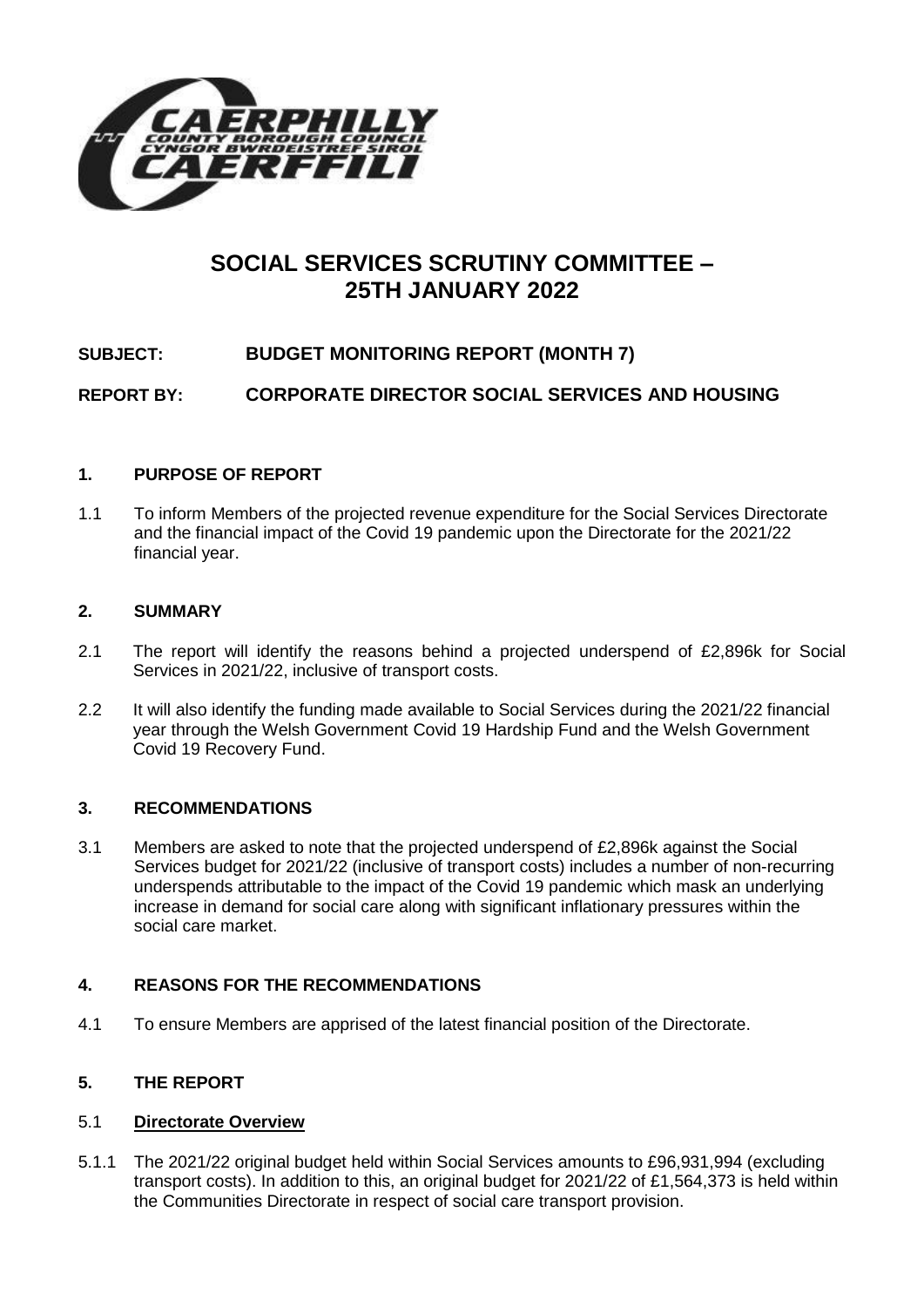# SOCIAL SERVICES SCRUTINY COMMITTEE – 25TH JANUARY 2022

**SUBJECT: BUDGET MONITORING REPORT (MONTH 7)**

**REPORT BY: CORPORATE DIRECTOR SOCIAL SERVICES AND HOUSING**

## 1. PURPOSE OF REPORT

1.1 To inform Members of the projected revenue expenditure for the Social Services Directorate and the financial impact of the Covid 19 pandemic upon the Directorate for the 2021/22 financial year.

## 2. SUMMARY

2.1 The report will identify the reasons behind a projected underspend of £2,896k for Social Services in 2021/22, inclusive of transport costs.

2.2 It will also identify the funding made available to Social Services during the 2021/22 financial year through the Welsh Government Covid 19 Hardship Fund and the Welsh Government Covid 19 Recovery Fund.

## 3. RECOMMENDATIONS

3.1 Members are asked to note that the projected underspend of £2,896k against the Social Services budget for 2021/22 (inclusive of transport costs) includes a number of non-recurring underspends attributable to the impact of the Covid 19 pandemic which mask an underlying increase in demand for social care along with significant inflationary pressures within the social care market.

## 4. REASONS FOR THE RECOMMENDATIONS

4.1 To ensure Members are apprised of the latest financial position of the Directorate.

## 5. THE REPORT

### 5.1 Directorate Overview

5.1.1 The 2021/22 original budget held within Social Services amounts to £96,931,994 (excluding transport costs). In addition to this, an original budget for 2021/22 of £1,564,373 is held within the Communities Directorate in respect of social care transport provision.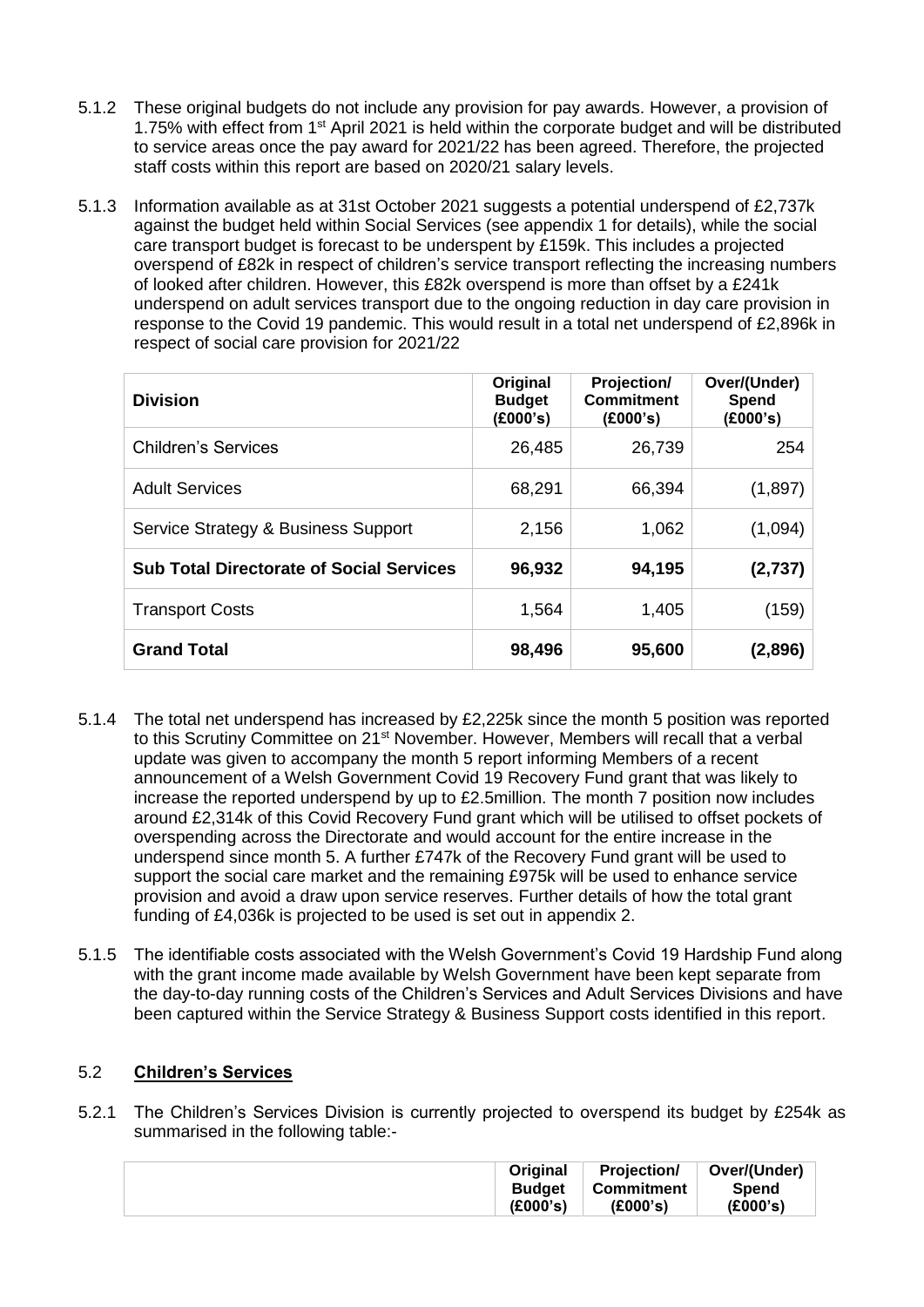5.1.2 These original budgets do not include any provision for pay awards. However, a provision of 1.75% with effect from 1st April 2021 is held within the corporate budget and will be distributed to service areas once the pay award for 2021/22 has been agreed. Therefore, the projected staff costs within this report are based on 2020/21 salary levels.

5.1.3 Information available as at 31st October 2021 suggests a potential underspend of £2,737k against the budget held within Social Services (see appendix 1 for details), while the social care transport budget is forecast to be underspent by £159k. This includes a projected overspend of £82k in respect of children's service transport reflecting the increasing numbers of looked after children. However, this £82k overspend is more than offset by a £241k underspend on adult services transport due to the ongoing reduction in day care provision in response to the Covid 19 pandemic. This would result in a total net underspend of £2,896k in respect of social care provision for 2021/22

| Division | Original Budget (£000's) | Projection/ Commitment (£000's) | Over/(Under) Spend (£000's) |
|---|---|---|---|
| Children's Services | 26,485 | 26,739 | 254 |
| Adult Services | 68,291 | 66,394 | (1,897) |
| Service Strategy & Business Support | 2,156 | 1,062 | (1,094) |
| **Sub Total Directorate of Social Services** | **96,932** | **94,195** | **(2,737)** |
| Transport Costs | 1,564 | 1,405 | (159) |
| **Grand Total** | **98,496** | **95,600** | **(2,896)** |

5.1.4 The total net underspend has increased by £2,225k since the month 5 position was reported to this Scrutiny Committee on 21st November. However, Members will recall that a verbal update was given to accompany the month 5 report informing Members of a recent announcement of a Welsh Government Covid 19 Recovery Fund grant that was likely to increase the reported underspend by up to £2.5million. The month 7 position now includes around £2,314k of this Covid Recovery Fund grant which will be utilised to offset pockets of overspending across the Directorate and would account for the entire increase in the underspend since month 5. A further £747k of the Recovery Fund grant will be used to support the social care market and the remaining £975k will be used to enhance service provision and avoid a draw upon service reserves. Further details of how the total grant funding of £4,036k is projected to be used is set out in appendix 2.

5.1.5 The identifiable costs associated with the Welsh Government's Covid 19 Hardship Fund along with the grant income made available by Welsh Government have been kept separate from the day-to-day running costs of the Children's Services and Adult Services Divisions and have been captured within the Service Strategy & Business Support costs identified in this report.

## 5.2 Children's Services

5.2.1 The Children's Services Division is currently projected to overspend its budget by £254k as summarised in the following table:-

| | Original Budget (£000's) | Projection/ Commitment (£000's) | Over/(Under) Spend (£000's) |
|---|---|---|---|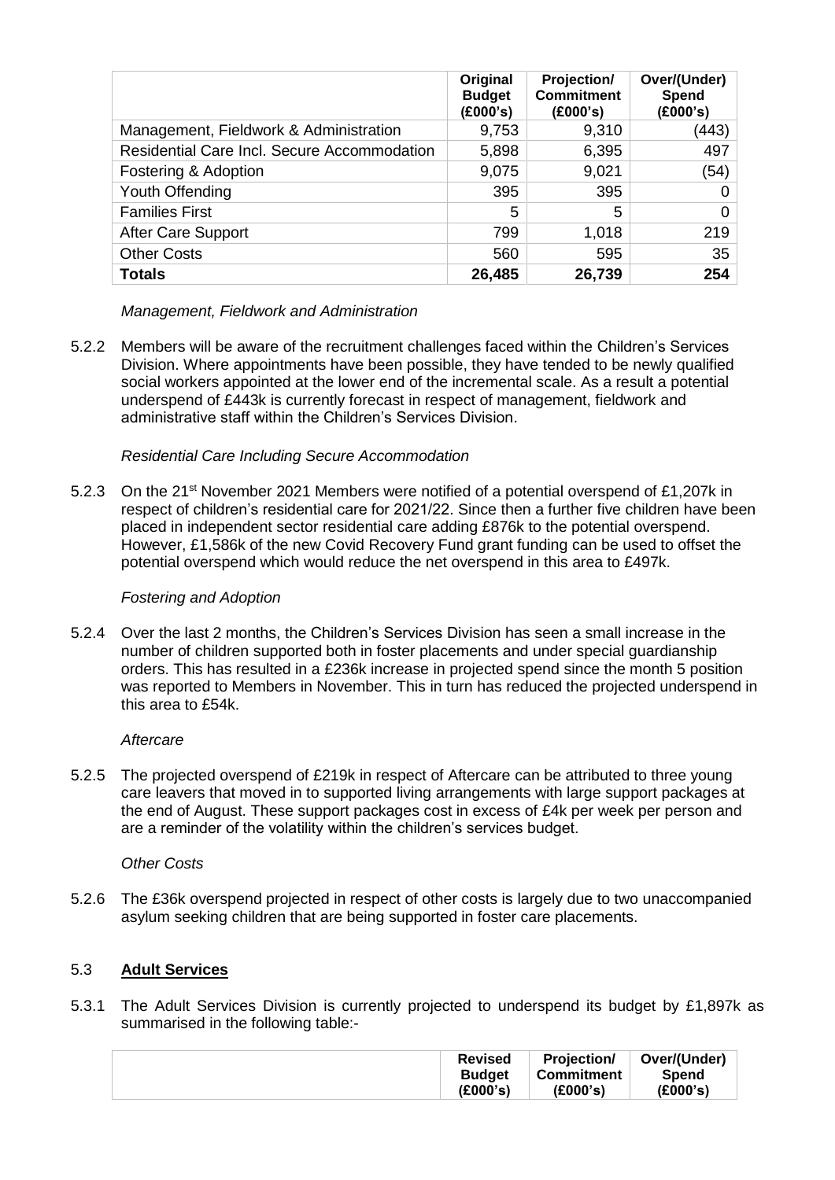| | Original Budget (£000's) | Projection/ Commitment (£000's) | Over/(Under) Spend (£000's) |
|---|---|---|---|
| Management, Fieldwork & Administration | 9,753 | 9,310 | (443) |
| Residential Care Incl. Secure Accommodation | 5,898 | 6,395 | 497 |
| Fostering & Adoption | 9,075 | 9,021 | (54) |
| Youth Offending | 395 | 395 | 0 |
| Families First | 5 | 5 | 0 |
| After Care Support | 799 | 1,018 | 219 |
| Other Costs | 560 | 595 | 35 |
| **Totals** | **26,485** | **26,739** | **254** |

*Management, Fieldwork and Administration*

5.2.2 Members will be aware of the recruitment challenges faced within the Children's Services Division. Where appointments have been possible, they have tended to be newly qualified social workers appointed at the lower end of the incremental scale. As a result a potential underspend of £443k is currently forecast in respect of management, fieldwork and administrative staff within the Children's Services Division.

*Residential Care Including Secure Accommodation*

5.2.3 On the 21st November 2021 Members were notified of a potential overspend of £1,207k in respect of children's residential care for 2021/22. Since then a further five children have been placed in independent sector residential care adding £876k to the potential overspend. However, £1,586k of the new Covid Recovery Fund grant funding can be used to offset the potential overspend which would reduce the net overspend in this area to £497k.

*Fostering and Adoption*

5.2.4 Over the last 2 months, the Children's Services Division has seen a small increase in the number of children supported both in foster placements and under special guardianship orders. This has resulted in a £236k increase in projected spend since the month 5 position was reported to Members in November. This in turn has reduced the projected underspend in this area to £54k.

*Aftercare*

5.2.5 The projected overspend of £219k in respect of Aftercare can be attributed to three young care leavers that moved in to supported living arrangements with large support packages at the end of August. These support packages cost in excess of £4k per week per person and are a reminder of the volatility within the children's services budget.

*Other Costs*

5.2.6 The £36k overspend projected in respect of other costs is largely due to two unaccompanied asylum seeking children that are being supported in foster care placements.

## 5.3 **Adult Services**

5.3.1 The Adult Services Division is currently projected to underspend its budget by £1,897k as summarised in the following table:-

| | Revised Budget (£000's) | Projection/ Commitment (£000's) | Over/(Under) Spend (£000's) |
|---|---|---|---|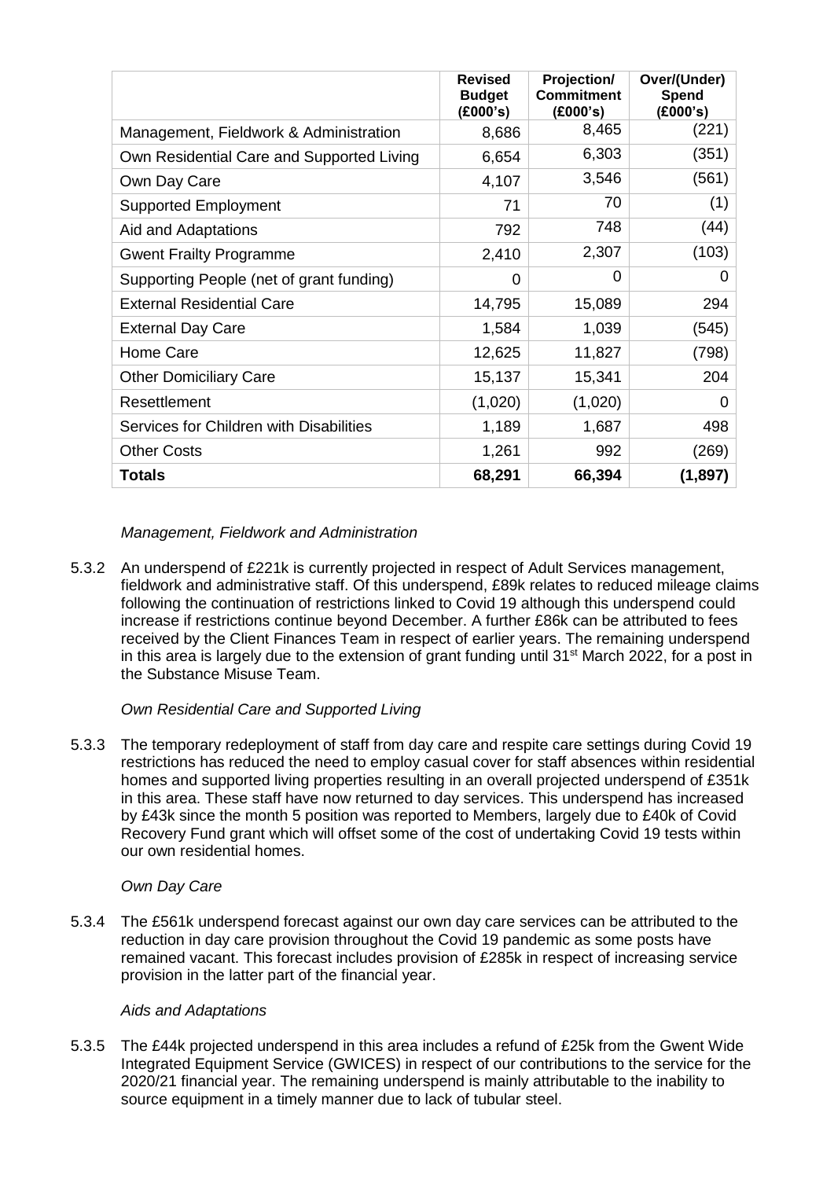| | Revised Budget (£000's) | Projection/ Commitment (£000's) | Over/(Under) Spend (£000's) |
|---|---|---|---|
| Management, Fieldwork & Administration | 8,686 | 8,465 | (221) |
| Own Residential Care and Supported Living | 6,654 | 6,303 | (351) |
| Own Day Care | 4,107 | 3,546 | (561) |
| Supported Employment | 71 | 70 | (1) |
| Aid and Adaptations | 792 | 748 | (44) |
| Gwent Frailty Programme | 2,410 | 2,307 | (103) |
| Supporting People (net of grant funding) | 0 | 0 | 0 |
| External Residential Care | 14,795 | 15,089 | 294 |
| External Day Care | 1,584 | 1,039 | (545) |
| Home Care | 12,625 | 11,827 | (798) |
| Other Domiciliary Care | 15,137 | 15,341 | 204 |
| Resettlement | (1,020) | (1,020) | 0 |
| Services for Children with Disabilities | 1,189 | 1,687 | 498 |
| Other Costs | 1,261 | 992 | (269) |
| **Totals** | **68,291** | **66,394** | **(1,897)** |

*Management, Fieldwork and Administration*

5.3.2 An underspend of £221k is currently projected in respect of Adult Services management, fieldwork and administrative staff. Of this underspend, £89k relates to reduced mileage claims following the continuation of restrictions linked to Covid 19 although this underspend could increase if restrictions continue beyond December. A further £86k can be attributed to fees received by the Client Finances Team in respect of earlier years. The remaining underspend in this area is largely due to the extension of grant funding until 31st March 2022, for a post in the Substance Misuse Team.

*Own Residential Care and Supported Living*

5.3.3 The temporary redeployment of staff from day care and respite care settings during Covid 19 restrictions has reduced the need to employ casual cover for staff absences within residential homes and supported living properties resulting in an overall projected underspend of £351k in this area. These staff have now returned to day services. This underspend has increased by £43k since the month 5 position was reported to Members, largely due to £40k of Covid Recovery Fund grant which will offset some of the cost of undertaking Covid 19 tests within our own residential homes.

*Own Day Care*

5.3.4 The £561k underspend forecast against our own day care services can be attributed to the reduction in day care provision throughout the Covid 19 pandemic as some posts have remained vacant. This forecast includes provision of £285k in respect of increasing service provision in the latter part of the financial year.

*Aids and Adaptations*

5.3.5 The £44k projected underspend in this area includes a refund of £25k from the Gwent Wide Integrated Equipment Service (GWICES) in respect of our contributions to the service for the 2020/21 financial year. The remaining underspend is mainly attributable to the inability to source equipment in a timely manner due to lack of tubular steel.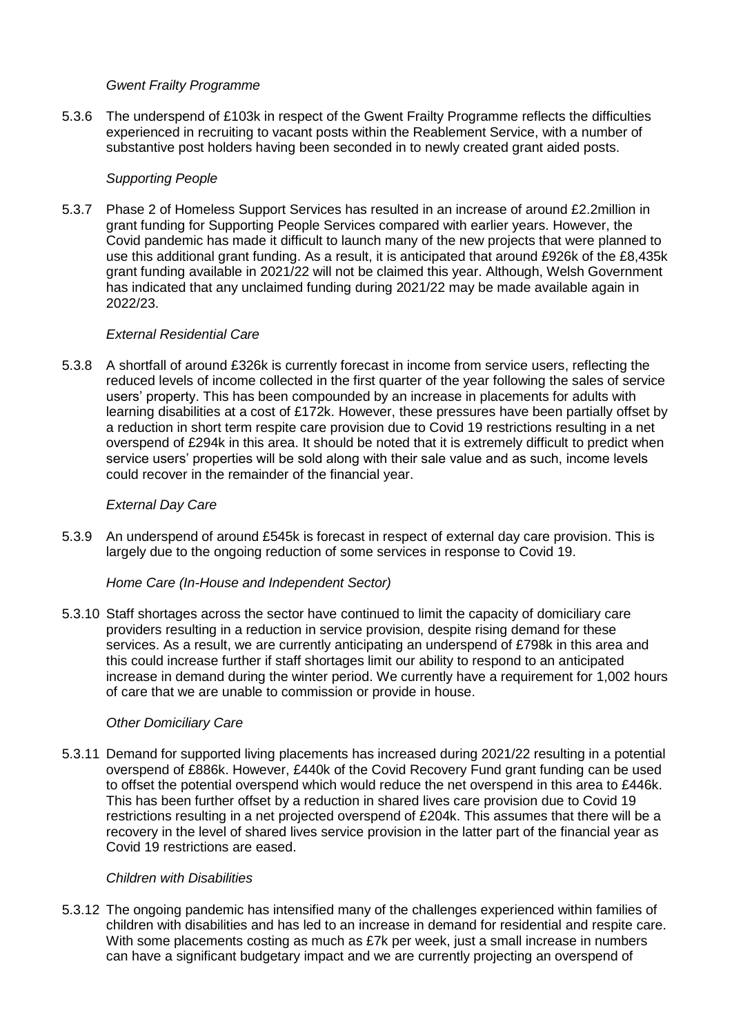*Gwent Frailty Programme*

5.3.6 The underspend of £103k in respect of the Gwent Frailty Programme reflects the difficulties experienced in recruiting to vacant posts within the Reablement Service, with a number of substantive post holders having been seconded in to newly created grant aided posts.

*Supporting People*

5.3.7 Phase 2 of Homeless Support Services has resulted in an increase of around £2.2million in grant funding for Supporting People Services compared with earlier years. However, the Covid pandemic has made it difficult to launch many of the new projects that were planned to use this additional grant funding. As a result, it is anticipated that around £926k of the £8,435k grant funding available in 2021/22 will not be claimed this year. Although, Welsh Government has indicated that any unclaimed funding during 2021/22 may be made available again in 2022/23.

*External Residential Care*

5.3.8 A shortfall of around £326k is currently forecast in income from service users, reflecting the reduced levels of income collected in the first quarter of the year following the sales of service users' property. This has been compounded by an increase in placements for adults with learning disabilities at a cost of £172k. However, these pressures have been partially offset by a reduction in short term respite care provision due to Covid 19 restrictions resulting in a net overspend of £294k in this area. It should be noted that it is extremely difficult to predict when service users' properties will be sold along with their sale value and as such, income levels could recover in the remainder of the financial year.

*External Day Care*

5.3.9 An underspend of around £545k is forecast in respect of external day care provision. This is largely due to the ongoing reduction of some services in response to Covid 19.

*Home Care (In-House and Independent Sector)*

5.3.10 Staff shortages across the sector have continued to limit the capacity of domiciliary care providers resulting in a reduction in service provision, despite rising demand for these services. As a result, we are currently anticipating an underspend of £798k in this area and this could increase further if staff shortages limit our ability to respond to an anticipated increase in demand during the winter period. We currently have a requirement for 1,002 hours of care that we are unable to commission or provide in house.

*Other Domiciliary Care*

5.3.11 Demand for supported living placements has increased during 2021/22 resulting in a potential overspend of £886k. However, £440k of the Covid Recovery Fund grant funding can be used to offset the potential overspend which would reduce the net overspend in this area to £446k. This has been further offset by a reduction in shared lives care provision due to Covid 19 restrictions resulting in a net projected overspend of £204k. This assumes that there will be a recovery in the level of shared lives service provision in the latter part of the financial year as Covid 19 restrictions are eased.

*Children with Disabilities*

5.3.12 The ongoing pandemic has intensified many of the challenges experienced within families of children with disabilities and has led to an increase in demand for residential and respite care. With some placements costing as much as £7k per week, just a small increase in numbers can have a significant budgetary impact and we are currently projecting an overspend of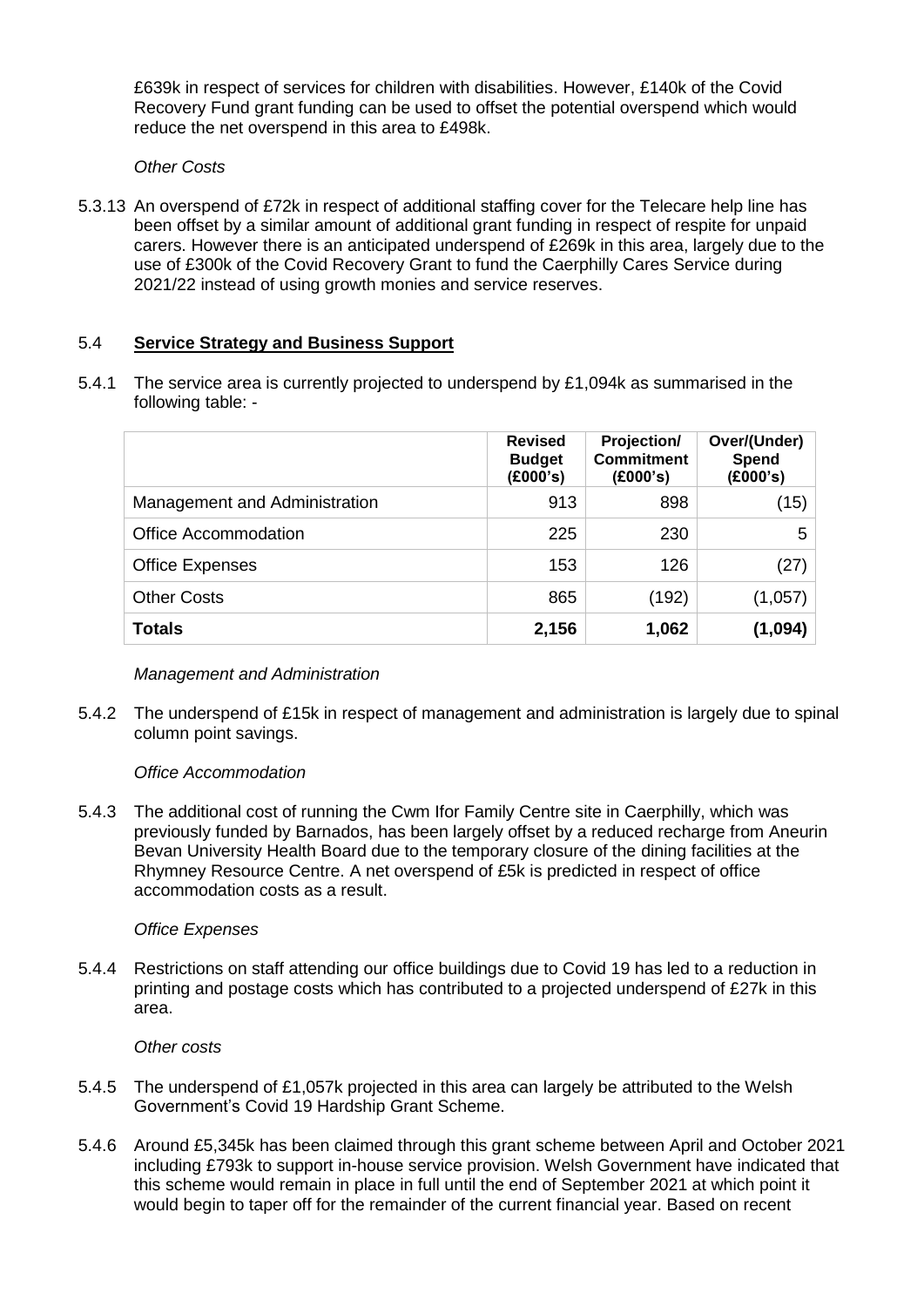£639k in respect of services for children with disabilities. However, £140k of the Covid Recovery Fund grant funding can be used to offset the potential overspend which would reduce the net overspend in this area to £498k.

*Other Costs*

5.3.13 An overspend of £72k in respect of additional staffing cover for the Telecare help line has been offset by a similar amount of additional grant funding in respect of respite for unpaid carers. However there is an anticipated underspend of £269k in this area, largely due to the use of £300k of the Covid Recovery Grant to fund the Caerphilly Cares Service during 2021/22 instead of using growth monies and service reserves.

## 5.4 **Service Strategy and Business Support**

5.4.1 The service area is currently projected to underspend by £1,094k as summarised in the following table: -

| | Revised Budget (£000's) | Projection/ Commitment (£000's) | Over/(Under) Spend (£000's) |
|---|---|---|---|
| Management and Administration | 913 | 898 | (15) |
| Office Accommodation | 225 | 230 | 5 |
| Office Expenses | 153 | 126 | (27) |
| Other Costs | 865 | (192) | (1,057) |
| **Totals** | **2,156** | **1,062** | **(1,094)** |

*Management and Administration*

5.4.2 The underspend of £15k in respect of management and administration is largely due to spinal column point savings.

*Office Accommodation*

5.4.3 The additional cost of running the Cwm Ifor Family Centre site in Caerphilly, which was previously funded by Barnados, has been largely offset by a reduced recharge from Aneurin Bevan University Health Board due to the temporary closure of the dining facilities at the Rhymney Resource Centre. A net overspend of £5k is predicted in respect of office accommodation costs as a result.

*Office Expenses*

5.4.4 Restrictions on staff attending our office buildings due to Covid 19 has led to a reduction in printing and postage costs which has contributed to a projected underspend of £27k in this area.

*Other costs*

5.4.5 The underspend of £1,057k projected in this area can largely be attributed to the Welsh Government's Covid 19 Hardship Grant Scheme.

5.4.6 Around £5,345k has been claimed through this grant scheme between April and October 2021 including £793k to support in-house service provision. Welsh Government have indicated that this scheme would remain in place in full until the end of September 2021 at which point it would begin to taper off for the remainder of the current financial year. Based on recent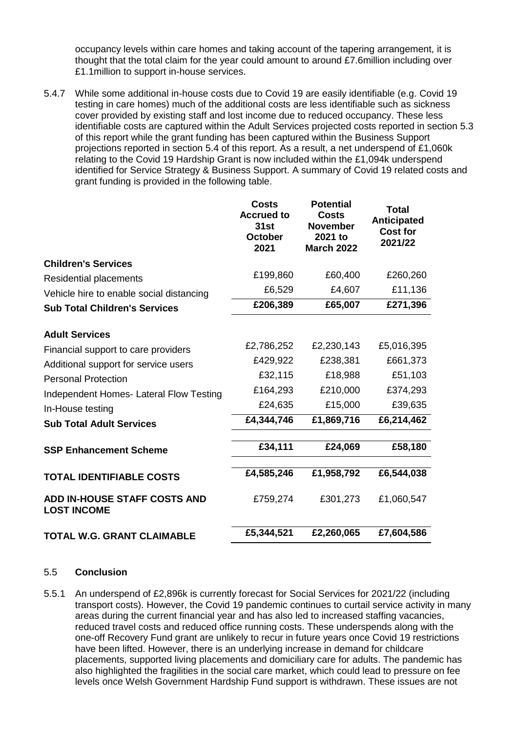occupancy levels within care homes and taking account of the tapering arrangement, it is thought that the total claim for the year could amount to around £7.6million including over £1.1million to support in-house services.

5.4.7 While some additional in-house costs due to Covid 19 are easily identifiable (e.g. Covid 19 testing in care homes) much of the additional costs are less identifiable such as sickness cover provided by existing staff and lost income due to reduced occupancy. These less identifiable costs are captured within the Adult Services projected costs reported in section 5.3 of this report while the grant funding has been captured within the Business Support projections reported in section 5.4 of this report. As a result, a net underspend of £1,060k relating to the Covid 19 Hardship Grant is now included within the £1,094k underspend identified for Service Strategy & Business Support. A summary of Covid 19 related costs and grant funding is provided in the following table.

| | Costs Accrued to 31st October 2021 | Potential Costs November 2021 to March 2022 | Total Anticipated Cost for 2021/22 |
|---|---|---|---|
| **Children's Services** | | | |
| Residential placements | £199,860 | £60,400 | £260,260 |
| Vehicle hire to enable social distancing | £6,529 | £4,607 | £11,136 |
| **Sub Total Children's Services** | **£206,389** | **£65,007** | **£271,396** |
| **Adult Services** | | | |
| Financial support to care providers | £2,786,252 | £2,230,143 | £5,016,395 |
| Additional support for service users | £429,922 | £238,381 | £661,373 |
| Personal Protection | £32,115 | £18,988 | £51,103 |
| Independent Homes- Lateral Flow Testing | £164,293 | £210,000 | £374,293 |
| In-House testing | £24,635 | £15,000 | £39,635 |
| **Sub Total Adult Services** | **£4,344,746** | **£1,869,716** | **£6,214,462** |
| **SSP Enhancement Scheme** | **£34,111** | **£24,069** | **£58,180** |
| **TOTAL IDENTIFIABLE COSTS** | **£4,585,246** | **£1,958,792** | **£6,544,038** |
| **ADD IN-HOUSE STAFF COSTS AND LOST INCOME** | £759,274 | £301,273 | £1,060,547 |
| **TOTAL W.G. GRANT CLAIMABLE** | **£5,344,521** | **£2,260,065** | **£7,604,586** |

## 5.5 Conclusion

5.5.1 An underspend of £2,896k is currently forecast for Social Services for 2021/22 (including transport costs). However, the Covid 19 pandemic continues to curtail service activity in many areas during the current financial year and has also led to increased staffing vacancies, reduced travel costs and reduced office running costs. These underspends along with the one-off Recovery Fund grant are unlikely to recur in future years once Covid 19 restrictions have been lifted. However, there is an underlying increase in demand for childcare placements, supported living placements and domiciliary care for adults. The pandemic has also highlighted the fragilities in the social care market, which could lead to pressure on fee levels once Welsh Government Hardship Fund support is withdrawn. These issues are not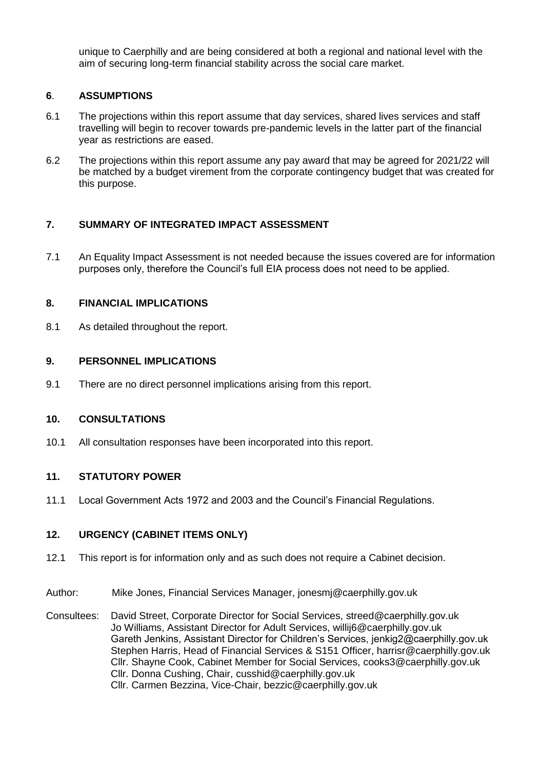unique to Caerphilly and are being considered at both a regional and national level with the aim of securing long-term financial stability across the social care market.

## 6. ASSUMPTIONS

6.1 The projections within this report assume that day services, shared lives services and staff travelling will begin to recover towards pre-pandemic levels in the latter part of the financial year as restrictions are eased.

6.2 The projections within this report assume any pay award that may be agreed for 2021/22 will be matched by a budget virement from the corporate contingency budget that was created for this purpose.

## 7. SUMMARY OF INTEGRATED IMPACT ASSESSMENT

7.1 An Equality Impact Assessment is not needed because the issues covered are for information purposes only, therefore the Council's full EIA process does not need to be applied.

## 8. FINANCIAL IMPLICATIONS

8.1 As detailed throughout the report.

## 9. PERSONNEL IMPLICATIONS

9.1 There are no direct personnel implications arising from this report.

## 10. CONSULTATIONS

10.1 All consultation responses have been incorporated into this report.

## 11. STATUTORY POWER

11.1 Local Government Acts 1972 and 2003 and the Council's Financial Regulations.

## 12. URGENCY (CABINET ITEMS ONLY)

12.1 This report is for information only and as such does not require a Cabinet decision.

Author: Mike Jones, Financial Services Manager, jonesmj@caerphilly.gov.uk

Consultees: David Street, Corporate Director for Social Services, streed@caerphilly.gov.uk
Jo Williams, Assistant Director for Adult Services, willij6@caerphilly.gov.uk
Gareth Jenkins, Assistant Director for Children's Services, jenkig2@caerphilly.gov.uk
Stephen Harris, Head of Financial Services & S151 Officer, harrisr@caerphilly.gov.uk
Cllr. Shayne Cook, Cabinet Member for Social Services, cooks3@caerphilly.gov.uk
Cllr. Donna Cushing, Chair, cusshid@caerphilly.gov.uk
Cllr. Carmen Bezzina, Vice-Chair, bezzic@caerphilly.gov.uk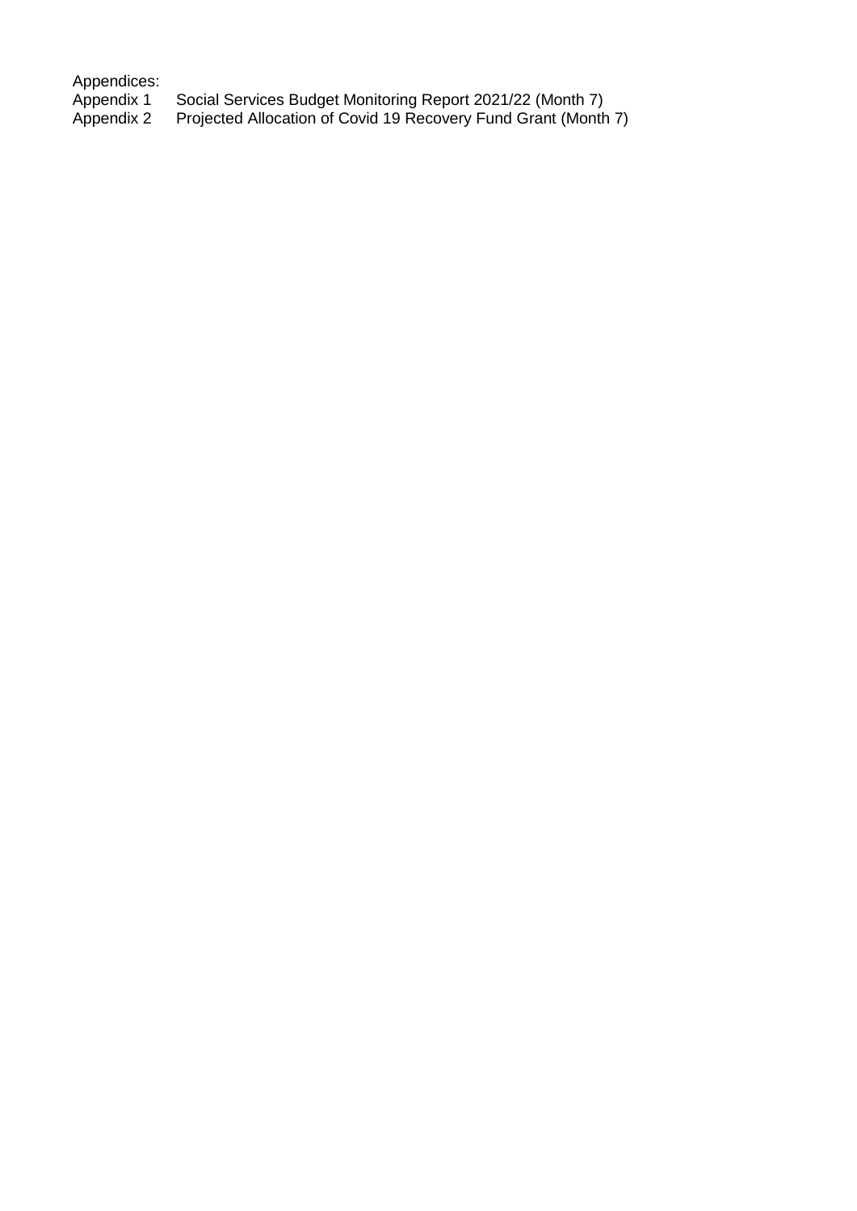Appendices:

Appendix 1 Social Services Budget Monitoring Report 2021/22 (Month 7)

Appendix 2 Projected Allocation of Covid 19 Recovery Fund Grant (Month 7)